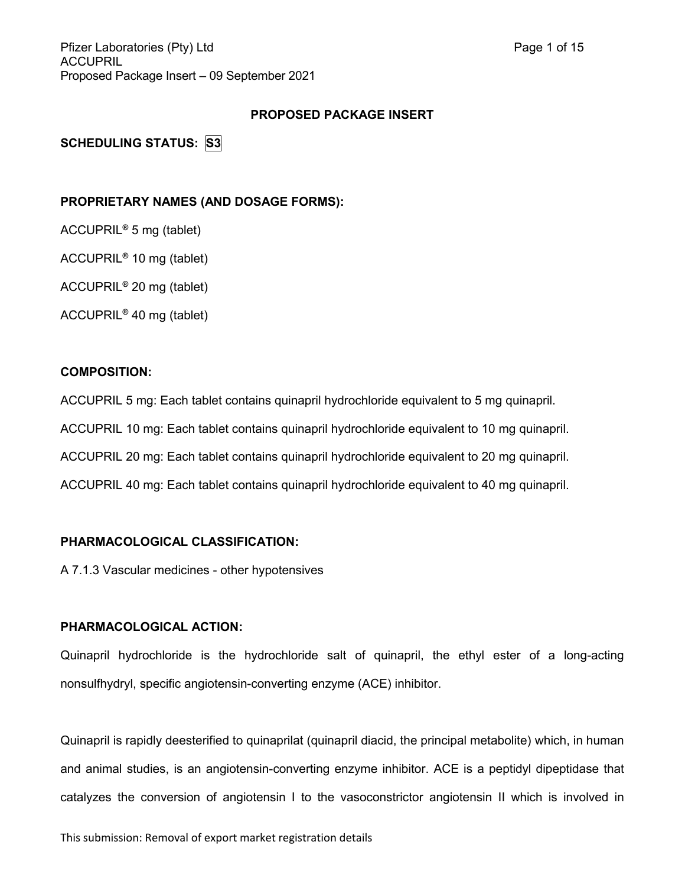**PROPOSED PACKAGE INSERT**

**SCHEDULING STATUS: S3**

**PROPRIETARY NAMES (AND DOSAGE FORMS):**

ACCUPRIL® 5 mg (tablet)

ACCUPRIL® 10 mg (tablet)

ACCUPRIL® 20 mg (tablet)

ACCUPRIL® 40 mg (tablet)

**COMPOSITION:**

ACCUPRIL 5 mg: Each tablet contains quinapril hydrochloride equivalent to 5 mg quinapril.

ACCUPRIL 10 mg: Each tablet contains quinapril hydrochloride equivalent to 10 mg quinapril.

ACCUPRIL 20 mg: Each tablet contains quinapril hydrochloride equivalent to 20 mg quinapril.

ACCUPRIL 40 mg: Each tablet contains quinapril hydrochloride equivalent to 40 mg quinapril.

**PHARMACOLOGICAL CLASSIFICATION:**

A 7.1.3 Vascular medicines - other hypotensives

**PHARMACOLOGICAL ACTION:**

Quinapril hydrochloride is the hydrochloride salt of quinapril, the ethyl ester of a long-acting nonsulfhydryl, specific angiotensin-converting enzyme (ACE) inhibitor.

Quinapril is rapidly deesterified to quinaprilat (quinapril diacid, the principal metabolite) which, in human and animal studies, is an angiotensin-converting enzyme inhibitor. ACE is a peptidyl dipeptidase that catalyzes the conversion of angiotensin I to the vasoconstrictor angiotensin II which is involved in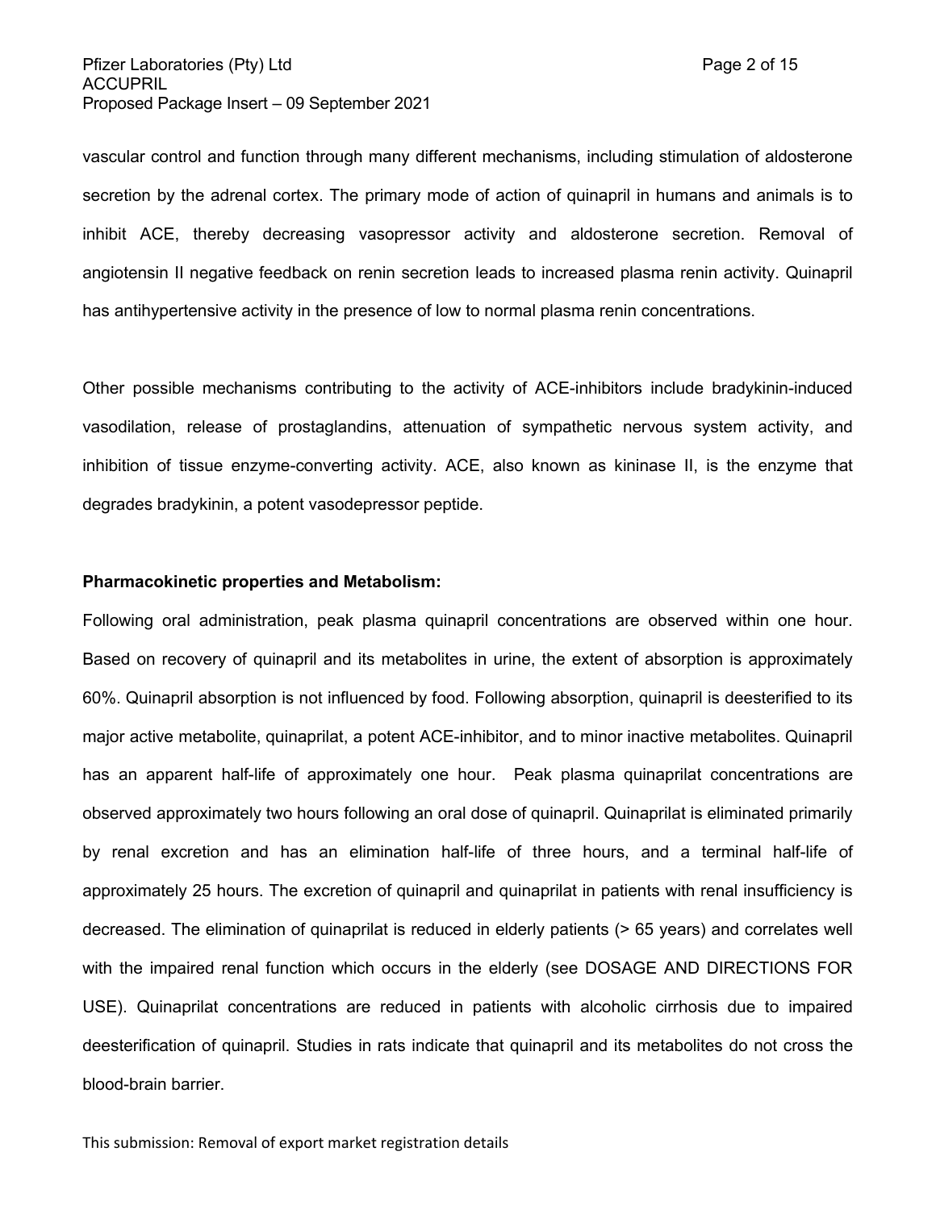vascular control and function through many different mechanisms, including stimulation of aldosterone secretion by the adrenal cortex. The primary mode of action of quinapril in humans and animals is to inhibit ACE, thereby decreasing vasopressor activity and aldosterone secretion. Removal of angiotensin II negative feedback on renin secretion leads to increased plasma renin activity. Quinapril has antihypertensive activity in the presence of low to normal plasma renin concentrations.

Other possible mechanisms contributing to the activity of ACE-inhibitors include bradykinin-induced vasodilation, release of prostaglandins, attenuation of sympathetic nervous system activity, and inhibition of tissue enzyme-converting activity. ACE, also known as kininase II, is the enzyme that degrades bradykinin, a potent vasodepressor peptide.

**Pharmacokinetic properties and Metabolism:**

Following oral administration, peak plasma quinapril concentrations are observed within one hour. Based on recovery of quinapril and its metabolites in urine, the extent of absorption is approximately 60%. Quinapril absorption is not influenced by food. Following absorption, quinapril is deesterified to its major active metabolite, quinaprilat, a potent ACE-inhibitor, and to minor inactive metabolites. Quinapril has an apparent half-life of approximately one hour. Peak plasma quinaprilat concentrations are observed approximately two hours following an oral dose of quinapril. Quinaprilat is eliminated primarily by renal excretion and has an elimination half-life of three hours, and a terminal half-life of approximately 25 hours. The excretion of quinapril and quinaprilat in patients with renal insufficiency is decreased. The elimination of quinaprilat is reduced in elderly patients (> 65 years) and correlates well with the impaired renal function which occurs in the elderly (see DOSAGE AND DIRECTIONS FOR USE). Quinaprilat concentrations are reduced in patients with alcoholic cirrhosis due to impaired deesterification of quinapril. Studies in rats indicate that quinapril and its metabolites do not cross the blood-brain barrier.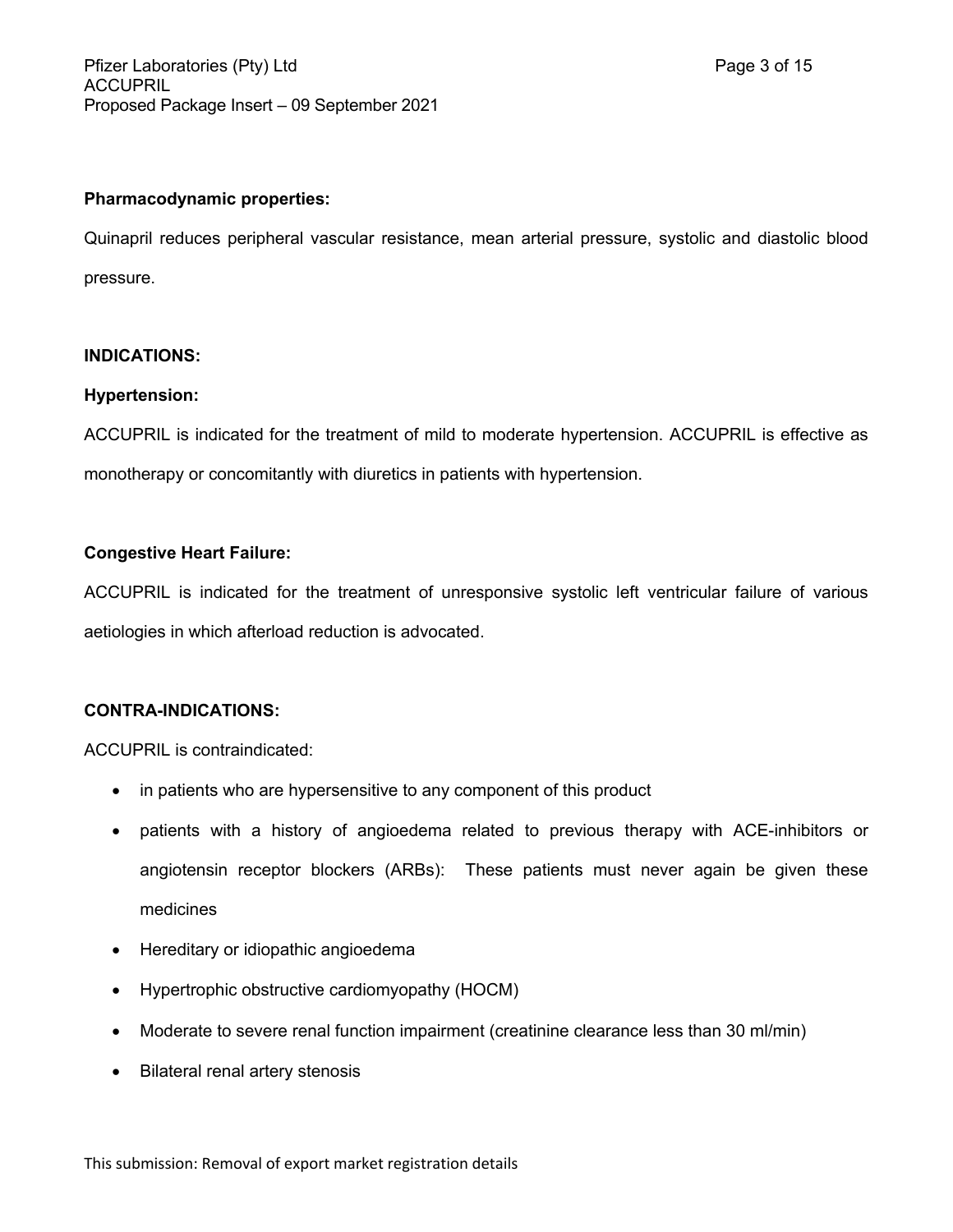**Pharmacodynamic properties:**

Quinapril reduces peripheral vascular resistance, mean arterial pressure, systolic and diastolic blood pressure.

## INDICATIONS:

**Hypertension:**

ACCUPRIL is indicated for the treatment of mild to moderate hypertension. ACCUPRIL is effective as monotherapy or concomitantly with diuretics in patients with hypertension.

**Congestive Heart Failure:**

ACCUPRIL is indicated for the treatment of unresponsive systolic left ventricular failure of various aetiologies in which afterload reduction is advocated.

## CONTRA-INDICATIONS:

ACCUPRIL is contraindicated:

- in patients who are hypersensitive to any component of this product
- patients with a history of angioedema related to previous therapy with ACE-inhibitors or angiotensin receptor blockers (ARBs): These patients must never again be given these medicines
- Hereditary or idiopathic angioedema
- Hypertrophic obstructive cardiomyopathy (HOCM)
- Moderate to severe renal function impairment (creatinine clearance less than 30 ml/min)
- Bilateral renal artery stenosis

This submission: Removal of export market registration details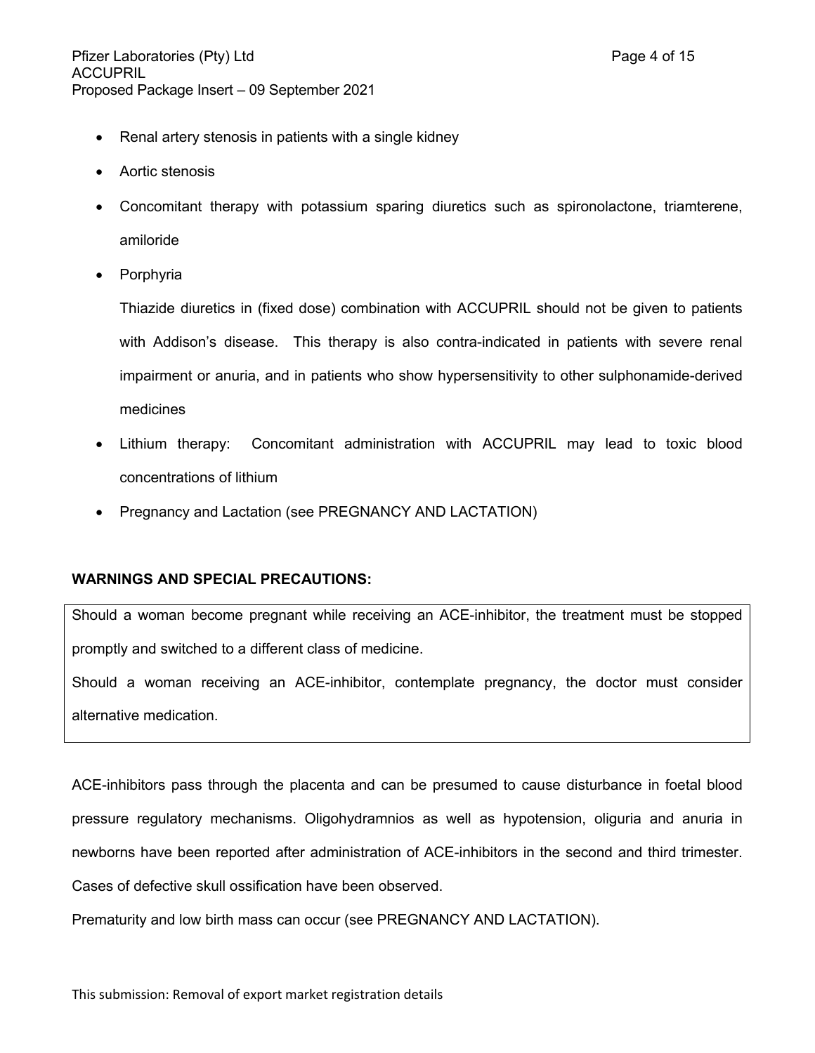- Renal artery stenosis in patients with a single kidney
- Aortic stenosis
- Concomitant therapy with potassium sparing diuretics such as spironolactone, triamterene, amiloride
- Porphyria

  Thiazide diuretics in (fixed dose) combination with ACCUPRIL should not be given to patients with Addison's disease. This therapy is also contra-indicated in patients with severe renal impairment or anuria, and in patients who show hypersensitivity to other sulphonamide-derived medicines
- Lithium therapy: Concomitant administration with ACCUPRIL may lead to toxic blood concentrations of lithium
- Pregnancy and Lactation (see PREGNANCY AND LACTATION)

**WARNINGS AND SPECIAL PRECAUTIONS:**

Should a woman become pregnant while receiving an ACE-inhibitor, the treatment must be stopped promptly and switched to a different class of medicine.

Should a woman receiving an ACE-inhibitor, contemplate pregnancy, the doctor must consider alternative medication.

ACE-inhibitors pass through the placenta and can be presumed to cause disturbance in foetal blood pressure regulatory mechanisms. Oligohydramnios as well as hypotension, oliguria and anuria in newborns have been reported after administration of ACE-inhibitors in the second and third trimester. Cases of defective skull ossification have been observed.

Prematurity and low birth mass can occur (see PREGNANCY AND LACTATION).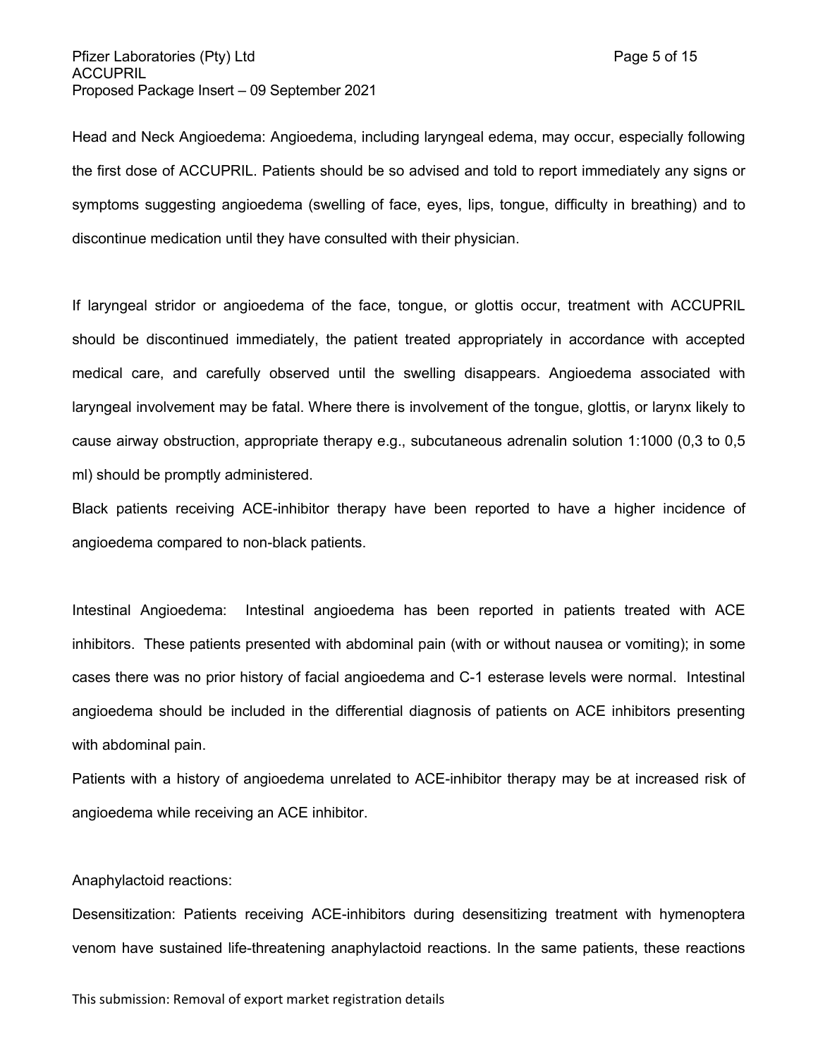Head and Neck Angioedema: Angioedema, including laryngeal edema, may occur, especially following the first dose of ACCUPRIL. Patients should be so advised and told to report immediately any signs or symptoms suggesting angioedema (swelling of face, eyes, lips, tongue, difficulty in breathing) and to discontinue medication until they have consulted with their physician.

If laryngeal stridor or angioedema of the face, tongue, or glottis occur, treatment with ACCUPRIL should be discontinued immediately, the patient treated appropriately in accordance with accepted medical care, and carefully observed until the swelling disappears. Angioedema associated with laryngeal involvement may be fatal. Where there is involvement of the tongue, glottis, or larynx likely to cause airway obstruction, appropriate therapy e.g., subcutaneous adrenalin solution 1:1000 (0,3 to 0,5 ml) should be promptly administered.

Black patients receiving ACE-inhibitor therapy have been reported to have a higher incidence of angioedema compared to non-black patients.

Intestinal Angioedema: Intestinal angioedema has been reported in patients treated with ACE inhibitors. These patients presented with abdominal pain (with or without nausea or vomiting); in some cases there was no prior history of facial angioedema and C-1 esterase levels were normal. Intestinal angioedema should be included in the differential diagnosis of patients on ACE inhibitors presenting with abdominal pain.

Patients with a history of angioedema unrelated to ACE-inhibitor therapy may be at increased risk of angioedema while receiving an ACE inhibitor.

Anaphylactoid reactions:

Desensitization: Patients receiving ACE-inhibitors during desensitizing treatment with hymenoptera venom have sustained life-threatening anaphylactoid reactions. In the same patients, these reactions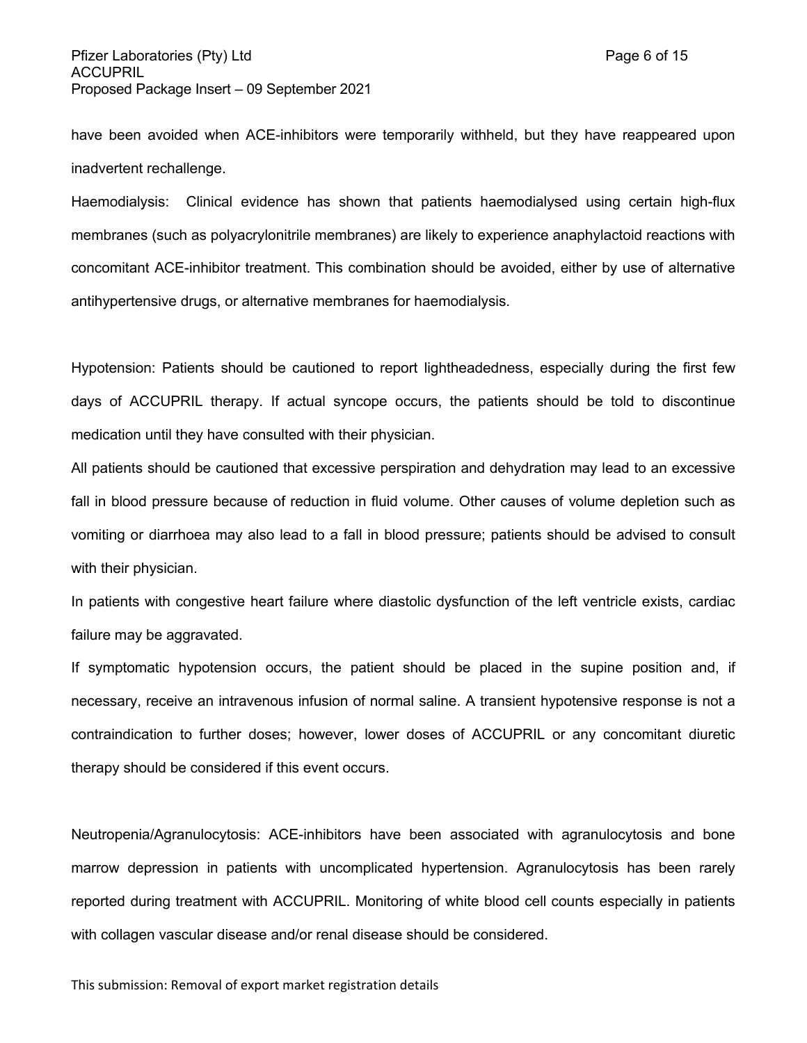have been avoided when ACE-inhibitors were temporarily withheld, but they have reappeared upon inadvertent rechallenge.

Haemodialysis: Clinical evidence has shown that patients haemodialysed using certain high-flux membranes (such as polyacrylonitrile membranes) are likely to experience anaphylactoid reactions with concomitant ACE-inhibitor treatment. This combination should be avoided, either by use of alternative antihypertensive drugs, or alternative membranes for haemodialysis.

Hypotension: Patients should be cautioned to report lightheadedness, especially during the first few days of ACCUPRIL therapy. If actual syncope occurs, the patients should be told to discontinue medication until they have consulted with their physician.

All patients should be cautioned that excessive perspiration and dehydration may lead to an excessive fall in blood pressure because of reduction in fluid volume. Other causes of volume depletion such as vomiting or diarrhoea may also lead to a fall in blood pressure; patients should be advised to consult with their physician.

In patients with congestive heart failure where diastolic dysfunction of the left ventricle exists, cardiac failure may be aggravated.

If symptomatic hypotension occurs, the patient should be placed in the supine position and, if necessary, receive an intravenous infusion of normal saline. A transient hypotensive response is not a contraindication to further doses; however, lower doses of ACCUPRIL or any concomitant diuretic therapy should be considered if this event occurs.

Neutropenia/Agranulocytosis: ACE-inhibitors have been associated with agranulocytosis and bone marrow depression in patients with uncomplicated hypertension. Agranulocytosis has been rarely reported during treatment with ACCUPRIL. Monitoring of white blood cell counts especially in patients with collagen vascular disease and/or renal disease should be considered.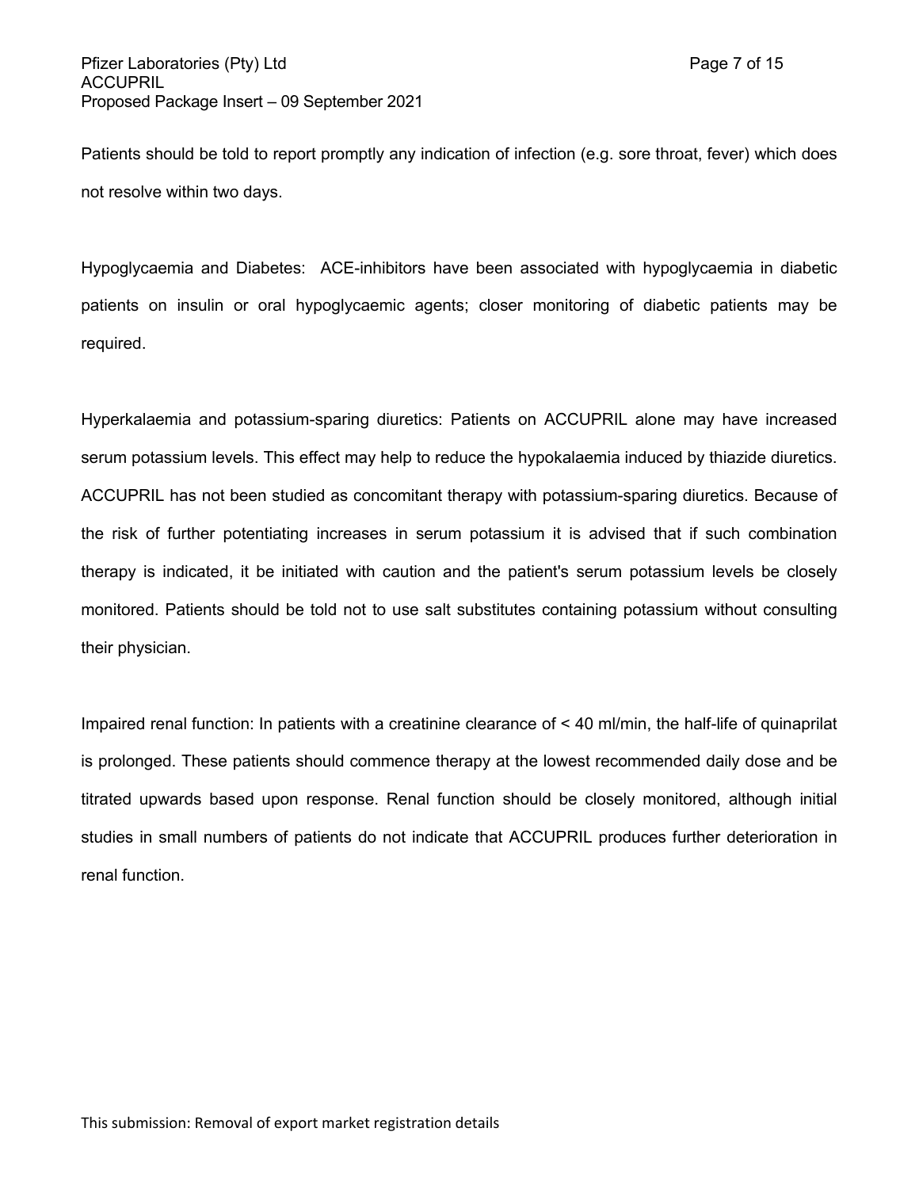Patients should be told to report promptly any indication of infection (e.g. sore throat, fever) which does not resolve within two days.

Hypoglycaemia and Diabetes: ACE-inhibitors have been associated with hypoglycaemia in diabetic patients on insulin or oral hypoglycaemic agents; closer monitoring of diabetic patients may be required.

Hyperkalaemia and potassium-sparing diuretics: Patients on ACCUPRIL alone may have increased serum potassium levels. This effect may help to reduce the hypokalaemia induced by thiazide diuretics. ACCUPRIL has not been studied as concomitant therapy with potassium-sparing diuretics. Because of the risk of further potentiating increases in serum potassium it is advised that if such combination therapy is indicated, it be initiated with caution and the patient's serum potassium levels be closely monitored. Patients should be told not to use salt substitutes containing potassium without consulting their physician.

Impaired renal function: In patients with a creatinine clearance of < 40 ml/min, the half-life of quinaprilat is prolonged. These patients should commence therapy at the lowest recommended daily dose and be titrated upwards based upon response. Renal function should be closely monitored, although initial studies in small numbers of patients do not indicate that ACCUPRIL produces further deterioration in renal function.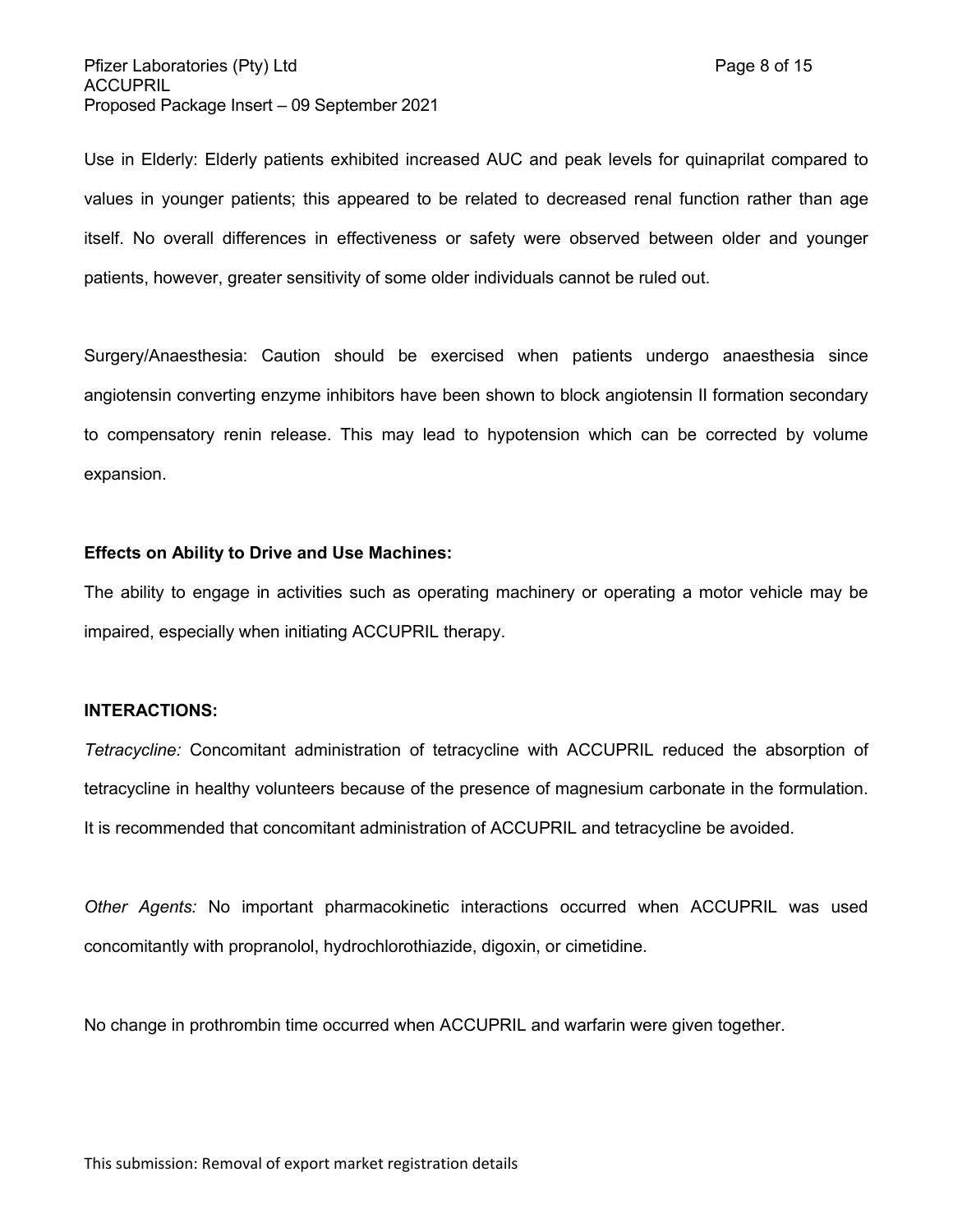Use in Elderly: Elderly patients exhibited increased AUC and peak levels for quinaprilat compared to values in younger patients; this appeared to be related to decreased renal function rather than age itself. No overall differences in effectiveness or safety were observed between older and younger patients, however, greater sensitivity of some older individuals cannot be ruled out.

Surgery/Anaesthesia: Caution should be exercised when patients undergo anaesthesia since angiotensin converting enzyme inhibitors have been shown to block angiotensin II formation secondary to compensatory renin release. This may lead to hypotension which can be corrected by volume expansion.

**Effects on Ability to Drive and Use Machines:**

The ability to engage in activities such as operating machinery or operating a motor vehicle may be impaired, especially when initiating ACCUPRIL therapy.

**INTERACTIONS:**

*Tetracycline:* Concomitant administration of tetracycline with ACCUPRIL reduced the absorption of tetracycline in healthy volunteers because of the presence of magnesium carbonate in the formulation. It is recommended that concomitant administration of ACCUPRIL and tetracycline be avoided.

*Other Agents:* No important pharmacokinetic interactions occurred when ACCUPRIL was used concomitantly with propranolol, hydrochlorothiazide, digoxin, or cimetidine.

No change in prothrombin time occurred when ACCUPRIL and warfarin were given together.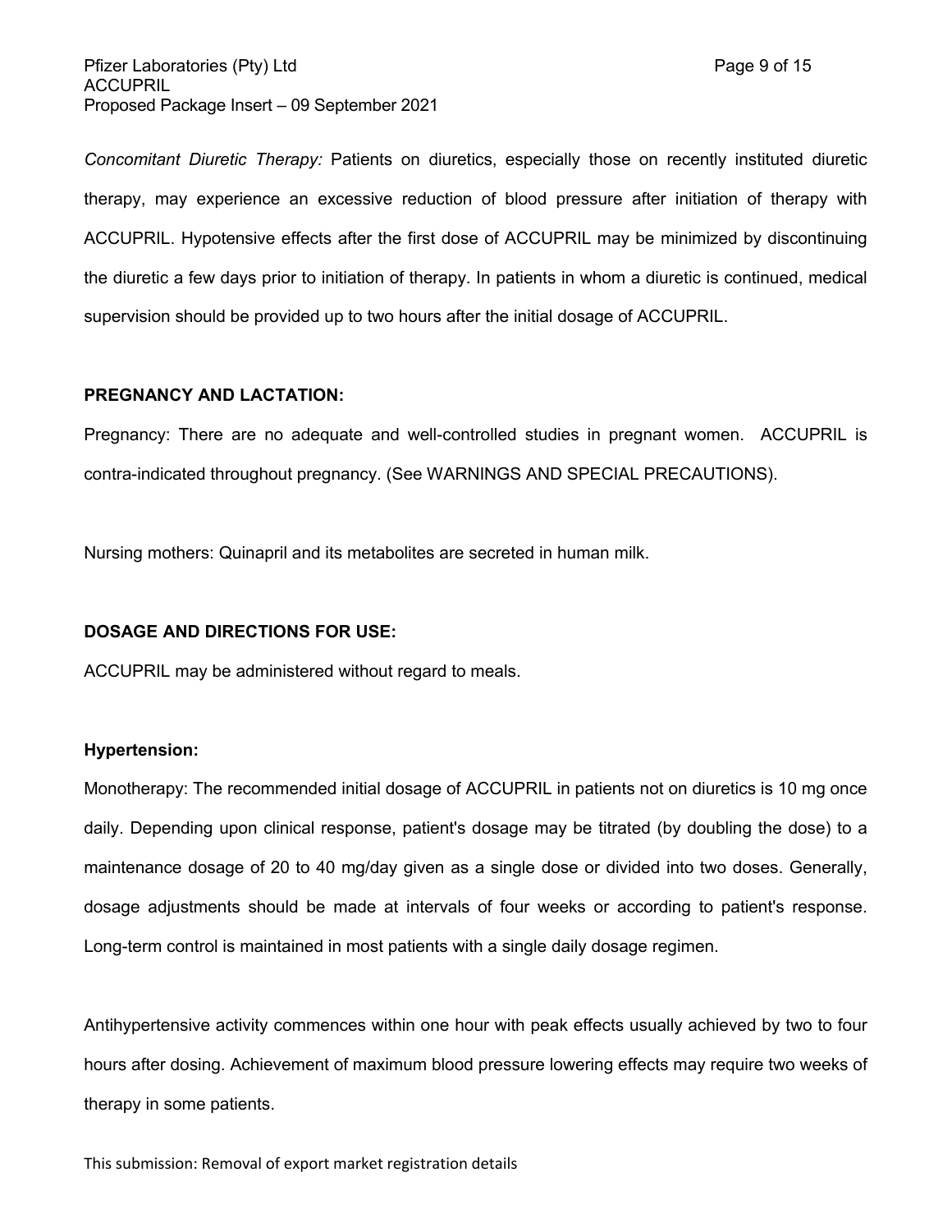*Concomitant Diuretic Therapy:* Patients on diuretics, especially those on recently instituted diuretic therapy, may experience an excessive reduction of blood pressure after initiation of therapy with ACCUPRIL. Hypotensive effects after the first dose of ACCUPRIL may be minimized by discontinuing the diuretic a few days prior to initiation of therapy. In patients in whom a diuretic is continued, medical supervision should be provided up to two hours after the initial dosage of ACCUPRIL.

**PREGNANCY AND LACTATION:**

Pregnancy: There are no adequate and well-controlled studies in pregnant women. ACCUPRIL is contra-indicated throughout pregnancy. (See WARNINGS AND SPECIAL PRECAUTIONS).

Nursing mothers: Quinapril and its metabolites are secreted in human milk.

**DOSAGE AND DIRECTIONS FOR USE:**

ACCUPRIL may be administered without regard to meals.

**Hypertension:**

Monotherapy: The recommended initial dosage of ACCUPRIL in patients not on diuretics is 10 mg once daily. Depending upon clinical response, patient's dosage may be titrated (by doubling the dose) to a maintenance dosage of 20 to 40 mg/day given as a single dose or divided into two doses. Generally, dosage adjustments should be made at intervals of four weeks or according to patient's response. Long-term control is maintained in most patients with a single daily dosage regimen.

Antihypertensive activity commences within one hour with peak effects usually achieved by two to four hours after dosing. Achievement of maximum blood pressure lowering effects may require two weeks of therapy in some patients.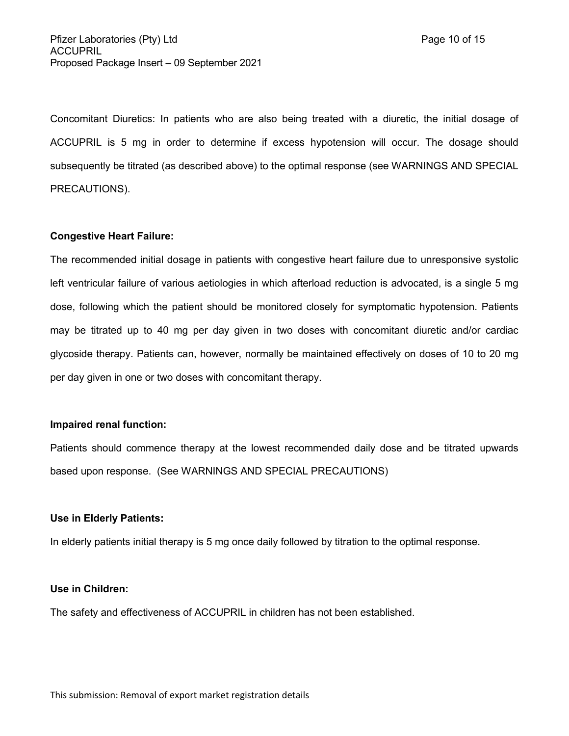Concomitant Diuretics: In patients who are also being treated with a diuretic, the initial dosage of ACCUPRIL is 5 mg in order to determine if excess hypotension will occur. The dosage should subsequently be titrated (as described above) to the optimal response (see WARNINGS AND SPECIAL PRECAUTIONS).

**Congestive Heart Failure:**

The recommended initial dosage in patients with congestive heart failure due to unresponsive systolic left ventricular failure of various aetiologies in which afterload reduction is advocated, is a single 5 mg dose, following which the patient should be monitored closely for symptomatic hypotension. Patients may be titrated up to 40 mg per day given in two doses with concomitant diuretic and/or cardiac glycoside therapy. Patients can, however, normally be maintained effectively on doses of 10 to 20 mg per day given in one or two doses with concomitant therapy.

**Impaired renal function:**

Patients should commence therapy at the lowest recommended daily dose and be titrated upwards based upon response. (See WARNINGS AND SPECIAL PRECAUTIONS)

**Use in Elderly Patients:**

In elderly patients initial therapy is 5 mg once daily followed by titration to the optimal response.

**Use in Children:**

The safety and effectiveness of ACCUPRIL in children has not been established.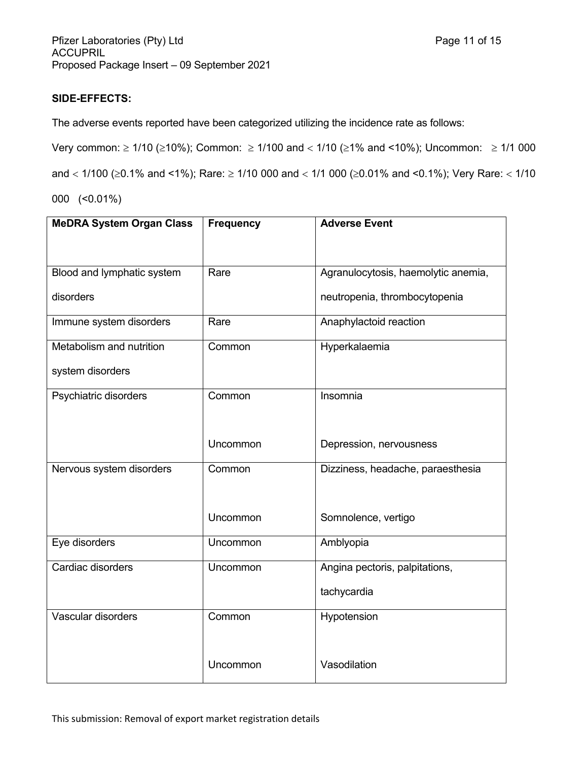**SIDE-EFFECTS:**

The adverse events reported have been categorized utilizing the incidence rate as follows:

Very common: ≥ 1/10 (≥10%); Common: ≥ 1/100 and < 1/10 (≥1% and <10%); Uncommon: ≥ 1/1 000 and < 1/100 (≥0.1% and <1%); Rare: ≥ 1/10 000 and < 1/1 000 (≥0.01% and <0.1%); Very Rare: < 1/10 000 (<0.01%)

| MeDRA System Organ Class | Frequency | Adverse Event |
|---|---|---|
| Blood and lymphatic system disorders | Rare | Agranulocytosis, haemolytic anemia, neutropenia, thrombocytopenia |
| Immune system disorders | Rare | Anaphylactoid reaction |
| Metabolism and nutrition system disorders | Common | Hyperkalaemia |
| Psychiatric disorders | Common | Insomnia |
| | Uncommon | Depression, nervousness |
| Nervous system disorders | Common | Dizziness, headache, paraesthesia |
| | Uncommon | Somnolence, vertigo |
| Eye disorders | Uncommon | Amblyopia |
| Cardiac disorders | Uncommon | Angina pectoris, palpitations, tachycardia |
| Vascular disorders | Common | Hypotension |
| | Uncommon | Vasodilation |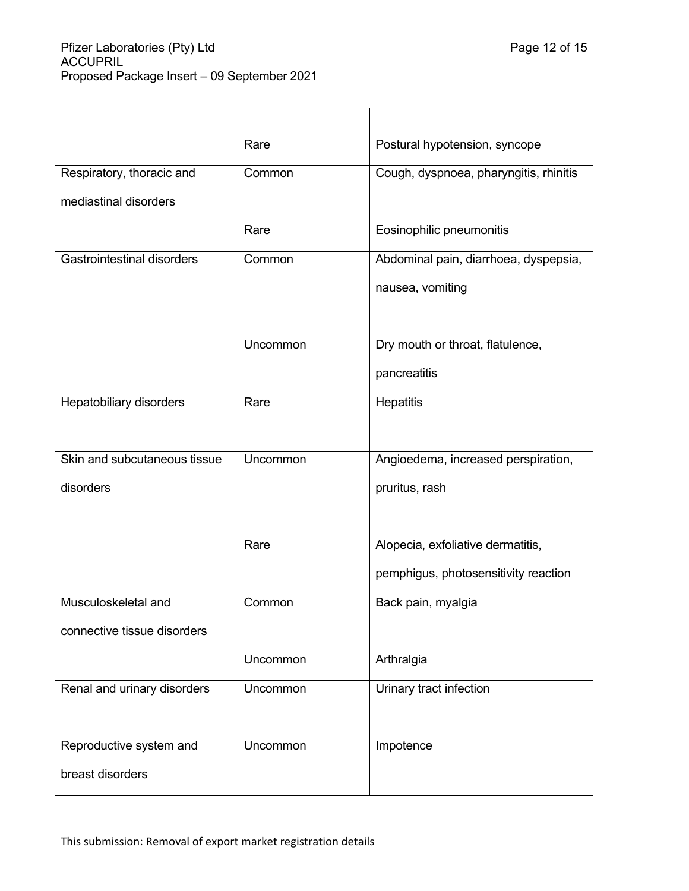| | | |
|---|---|---|
| | Rare | Postural hypotension, syncope |
| Respiratory, thoracic and mediastinal disorders | Common | Cough, dyspnoea, pharyngitis, rhinitis |
| | Rare | Eosinophilic pneumonitis |
| Gastrointestinal disorders | Common | Abdominal pain, diarrhoea, dyspepsia, nausea, vomiting |
| | Uncommon | Dry mouth or throat, flatulence, pancreatitis |
| Hepatobiliary disorders | Rare | Hepatitis |
| Skin and subcutaneous tissue disorders | Uncommon | Angioedema, increased perspiration, pruritus, rash |
| | Rare | Alopecia, exfoliative dermatitis, pemphigus, photosensitivity reaction |
| Musculoskeletal and connective tissue disorders | Common | Back pain, myalgia |
| | Uncommon | Arthralgia |
| Renal and urinary disorders | Uncommon | Urinary tract infection |
| Reproductive system and breast disorders | Uncommon | Impotence |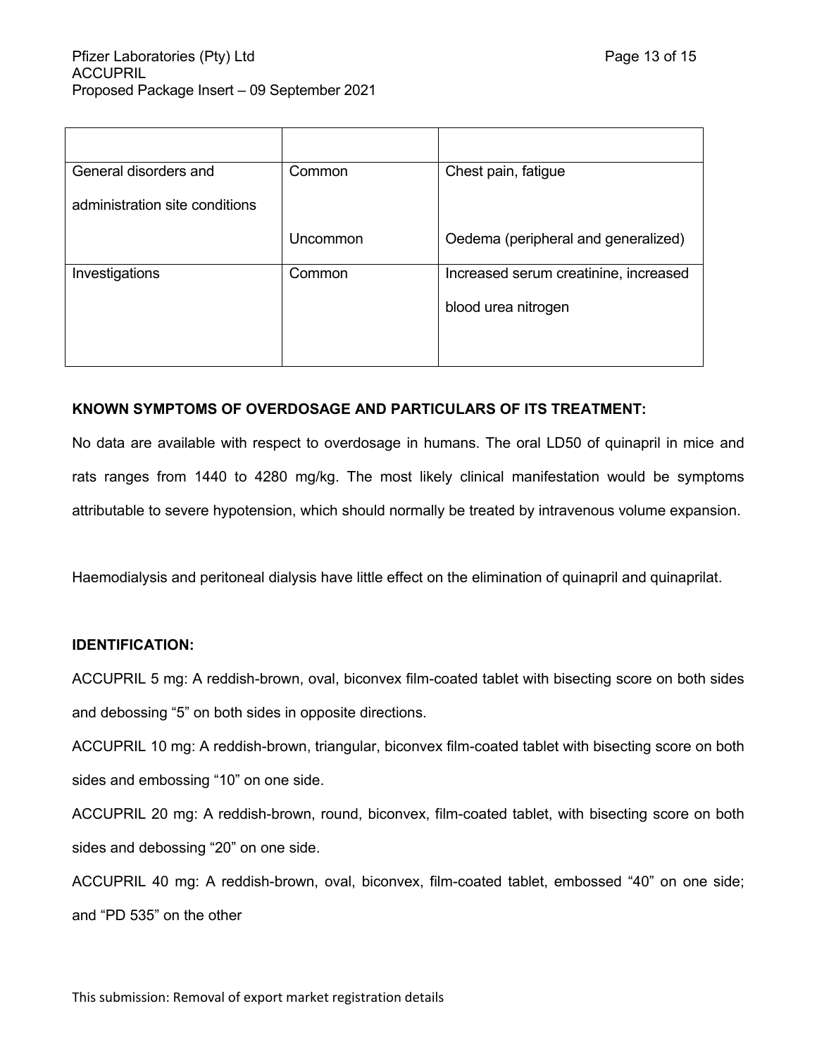| | | |
|---|---|---|
| General disorders and administration site conditions | Common | Chest pain, fatigue |
| | Uncommon | Oedema (peripheral and generalized) |
| Investigations | Common | Increased serum creatinine, increased blood urea nitrogen |

**KNOWN SYMPTOMS OF OVERDOSAGE AND PARTICULARS OF ITS TREATMENT:**

No data are available with respect to overdosage in humans. The oral LD50 of quinapril in mice and rats ranges from 1440 to 4280 mg/kg. The most likely clinical manifestation would be symptoms attributable to severe hypotension, which should normally be treated by intravenous volume expansion.

Haemodialysis and peritoneal dialysis have little effect on the elimination of quinapril and quinaprilat.

**IDENTIFICATION:**

ACCUPRIL 5 mg: A reddish-brown, oval, biconvex film-coated tablet with bisecting score on both sides and debossing “5” on both sides in opposite directions.

ACCUPRIL 10 mg: A reddish-brown, triangular, biconvex film-coated tablet with bisecting score on both sides and embossing “10” on one side.

ACCUPRIL 20 mg: A reddish-brown, round, biconvex, film-coated tablet, with bisecting score on both sides and debossing “20” on one side.

ACCUPRIL 40 mg: A reddish-brown, oval, biconvex, film-coated tablet, embossed “40” on one side; and “PD 535” on the other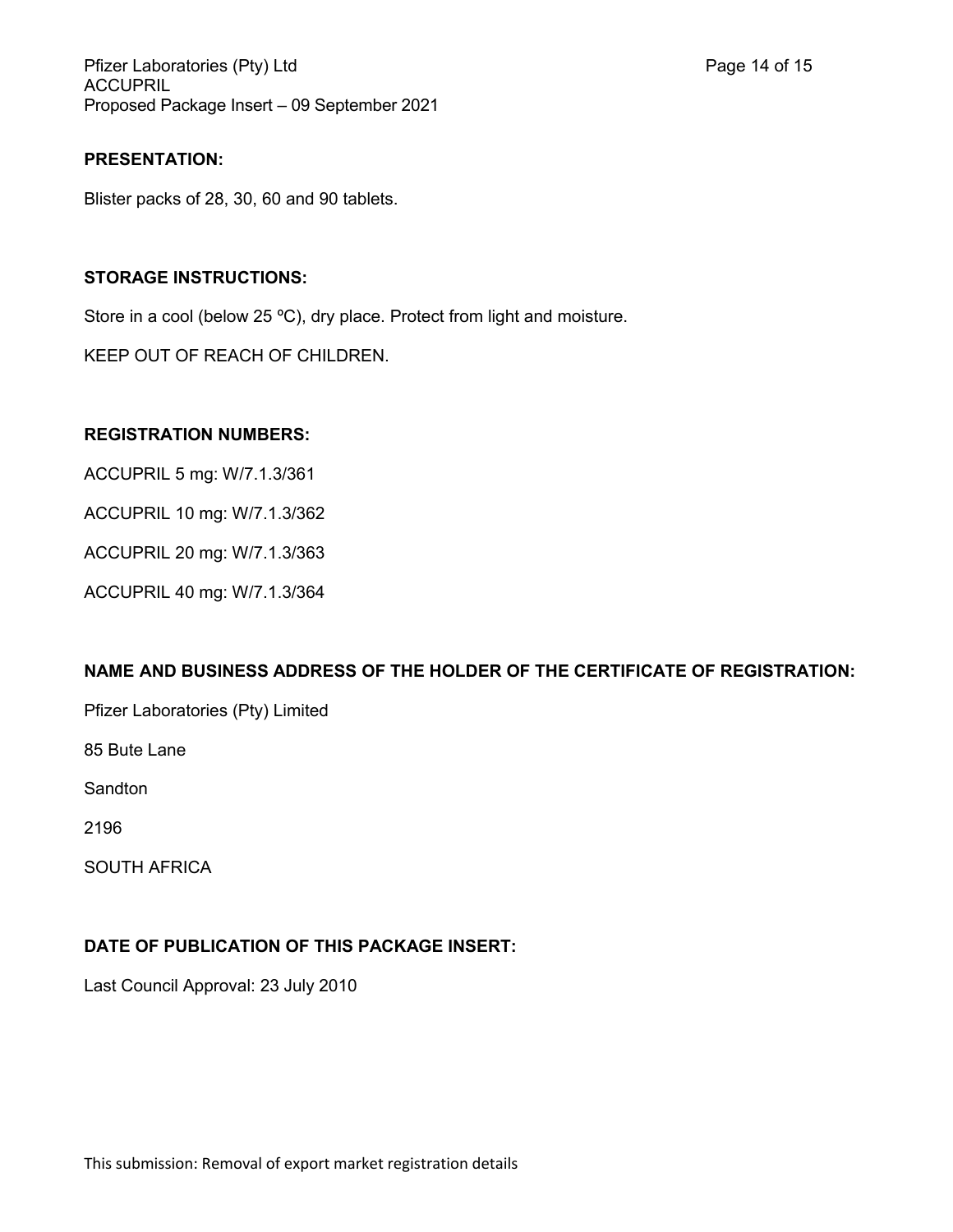**PRESENTATION:**

Blister packs of 28, 30, 60 and 90 tablets.

**STORAGE INSTRUCTIONS:**

Store in a cool (below 25 ºC), dry place. Protect from light and moisture.

KEEP OUT OF REACH OF CHILDREN.

**REGISTRATION NUMBERS:**

ACCUPRIL 5 mg: W/7.1.3/361

ACCUPRIL 10 mg: W/7.1.3/362

ACCUPRIL 20 mg: W/7.1.3/363

ACCUPRIL 40 mg: W/7.1.3/364

**NAME AND BUSINESS ADDRESS OF THE HOLDER OF THE CERTIFICATE OF REGISTRATION:**

Pfizer Laboratories (Pty) Limited

85 Bute Lane

Sandton

2196

SOUTH AFRICA

**DATE OF PUBLICATION OF THIS PACKAGE INSERT:**

Last Council Approval: 23 July 2010

This submission: Removal of export market registration details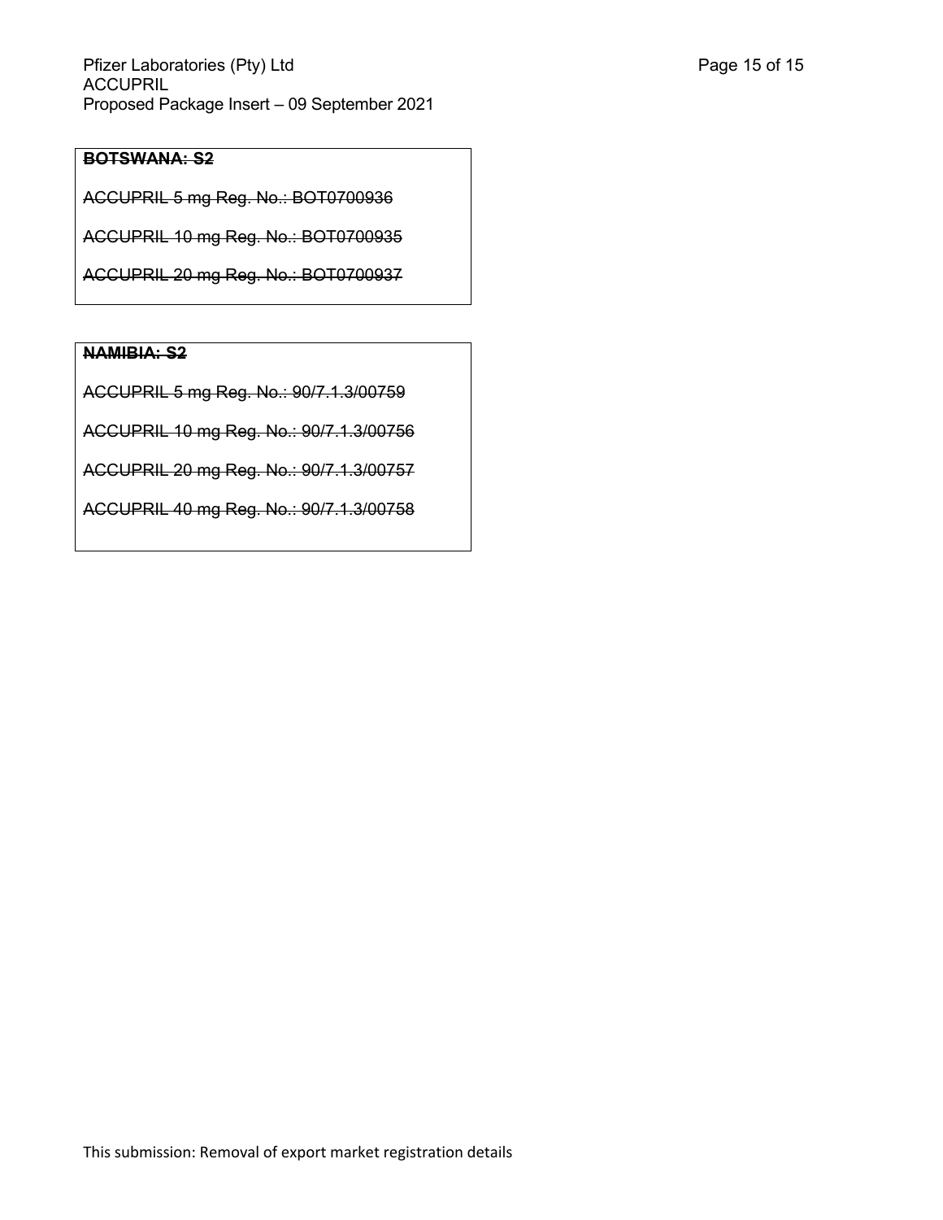~~**BOTSWANA: S2**~~

~~ACCUPRIL 5 mg Reg. No.: BOT0700936~~

~~ACCUPRIL 10 mg Reg. No.: BOT0700935~~

~~ACCUPRIL 20 mg Reg. No.: BOT0700937~~

~~**NAMIBIA: S2**~~

~~ACCUPRIL 5 mg Reg. No.: 90/7.1.3/00759~~

~~ACCUPRIL 10 mg Reg. No.: 90/7.1.3/00756~~

~~ACCUPRIL 20 mg Reg. No.: 90/7.1.3/00757~~

~~ACCUPRIL 40 mg Reg. No.: 90/7.1.3/00758~~